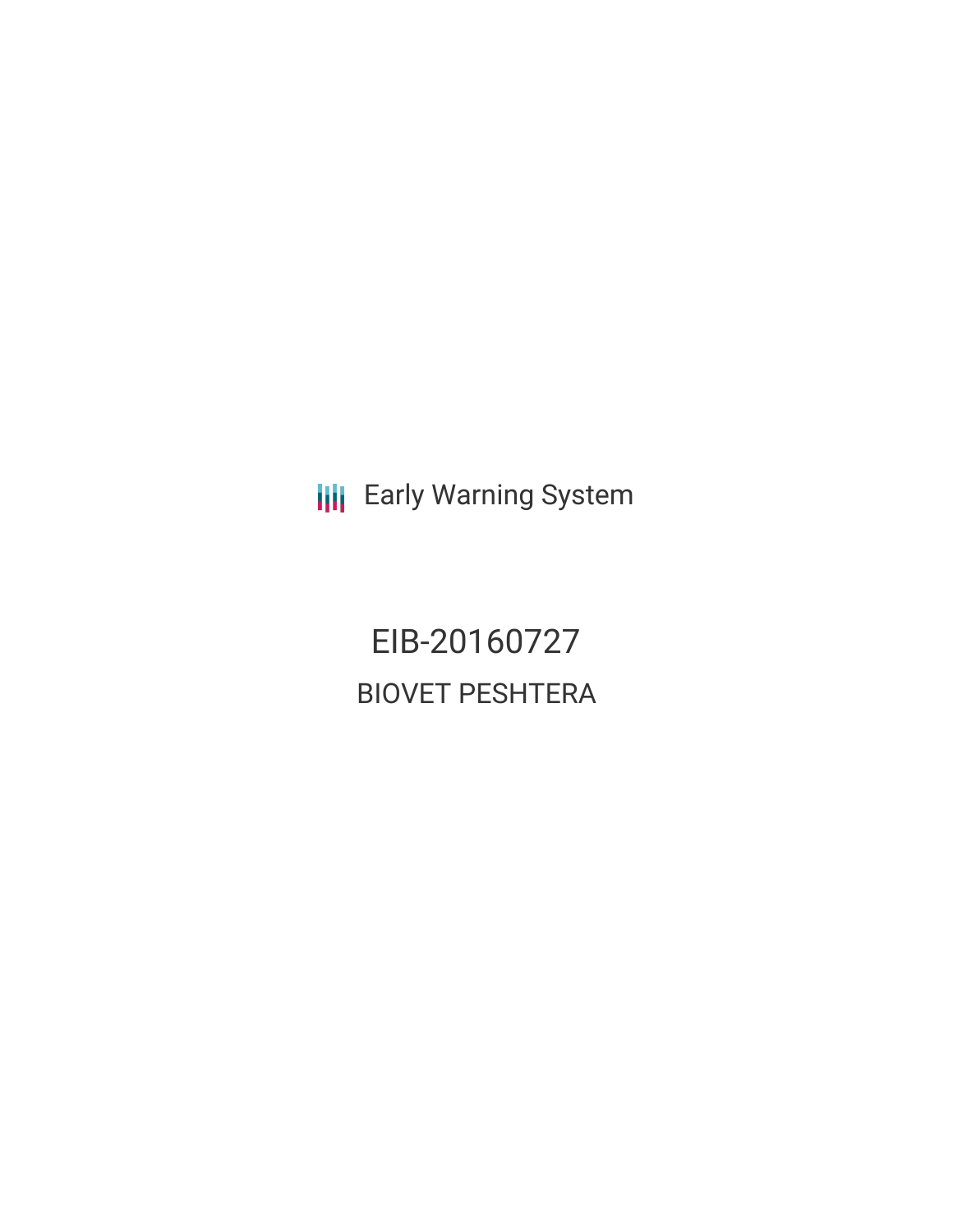Early Warning System

# EIB-20160727

## BIOVET PESHTERA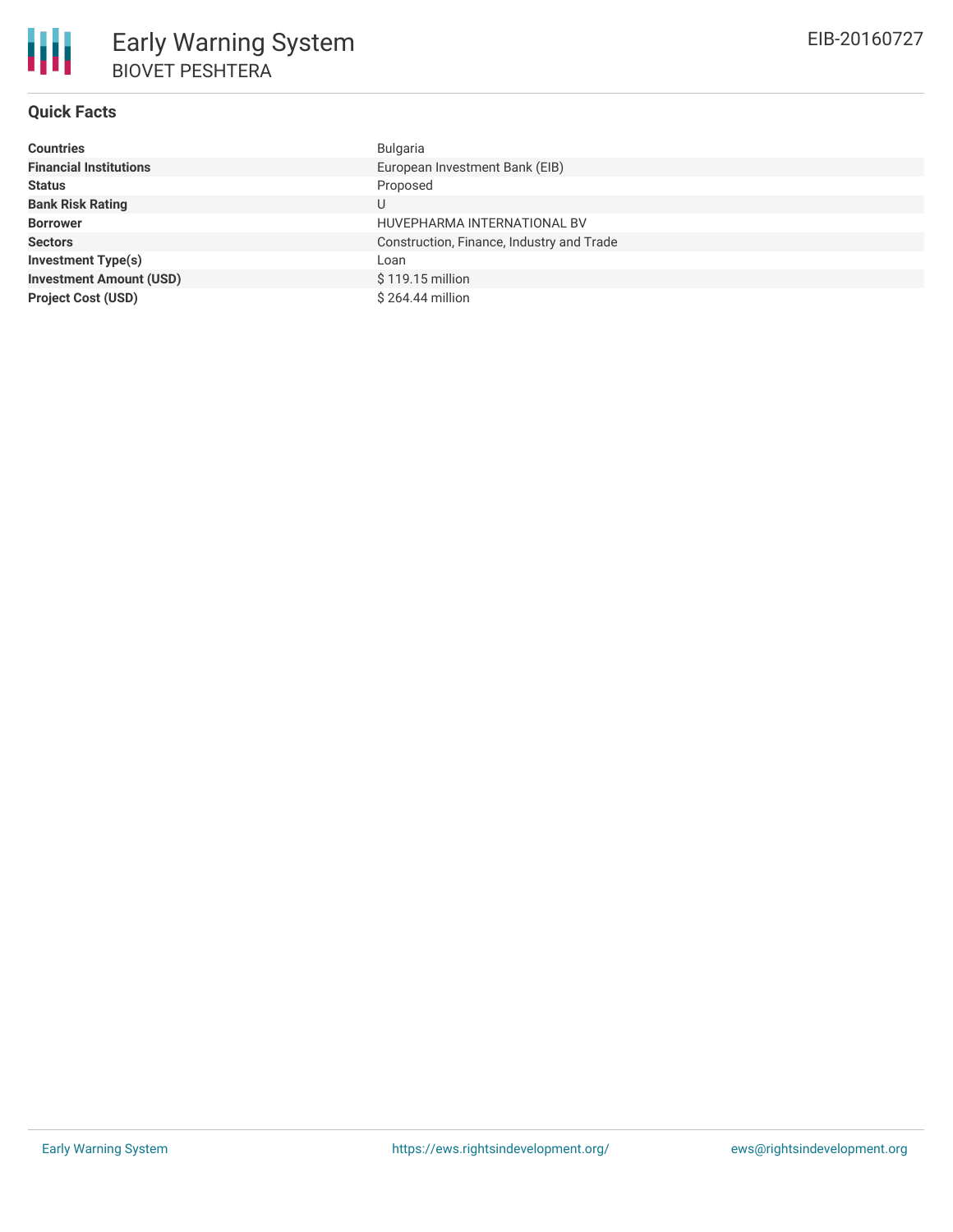# Early Warning System

BIOVET PESHTERA

EIB-20160727

## Quick Facts

| | |
|---|---|
| **Countries** | Bulgaria |
| **Financial Institutions** | European Investment Bank (EIB) |
| **Status** | Proposed |
| **Bank Risk Rating** | U |
| **Borrower** | HUVEPHARMA INTERNATIONAL BV |
| **Sectors** | Construction, Finance, Industry and Trade |
| **Investment Type(s)** | Loan |
| **Investment Amount (USD)** | $ 119.15 million |
| **Project Cost (USD)** | $ 264.44 million |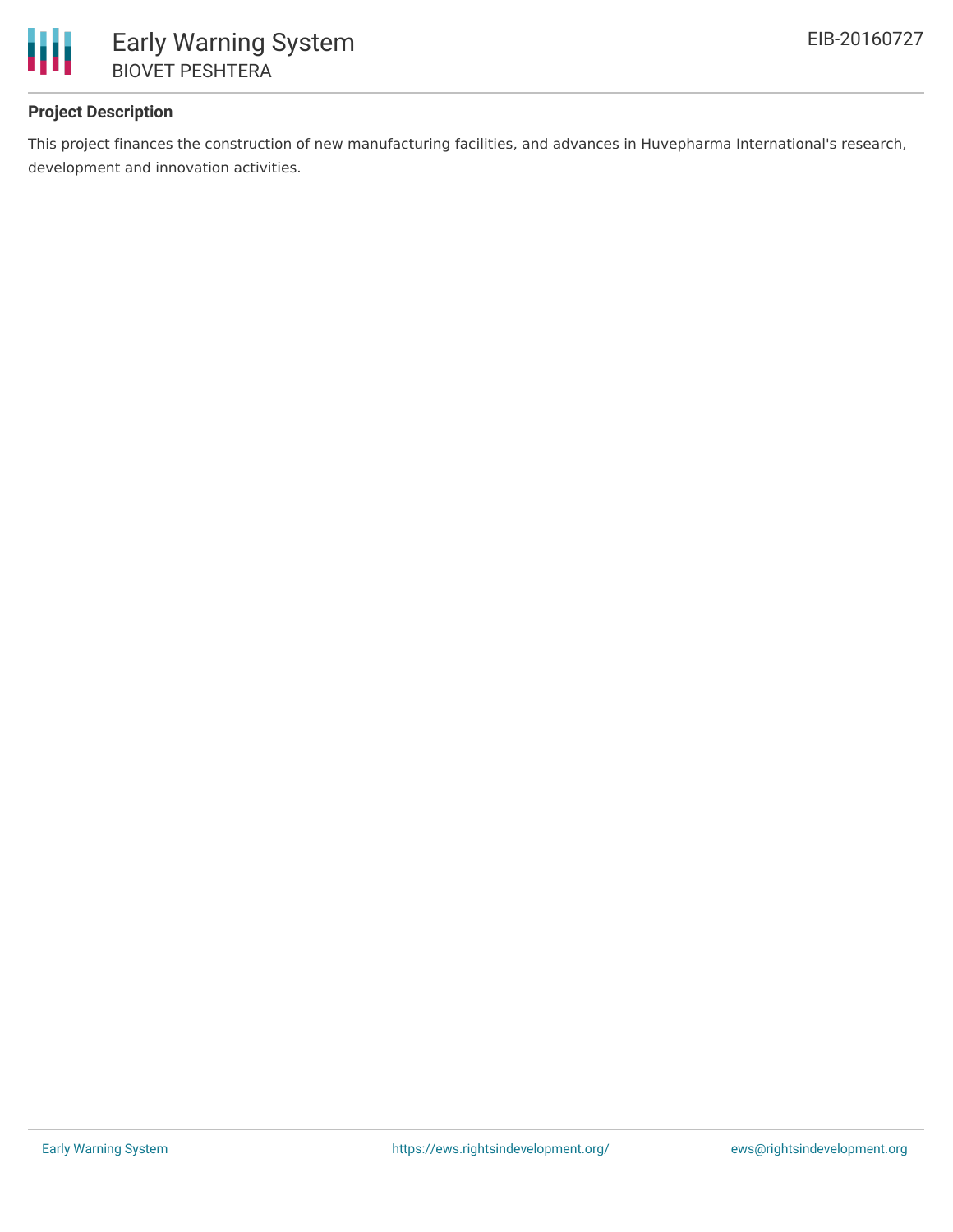### Project Description

This project finances the construction of new manufacturing facilities, and advances in Huvepharma International's research, development and innovation activities.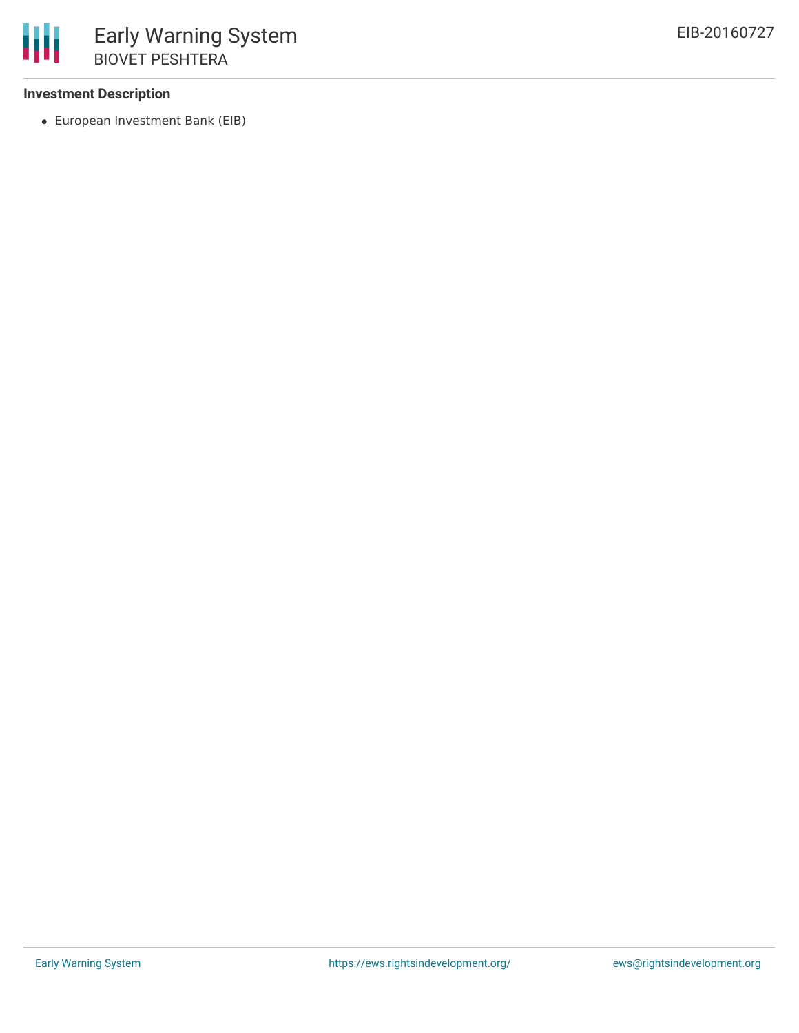### Investment Description

- European Investment Bank (EIB)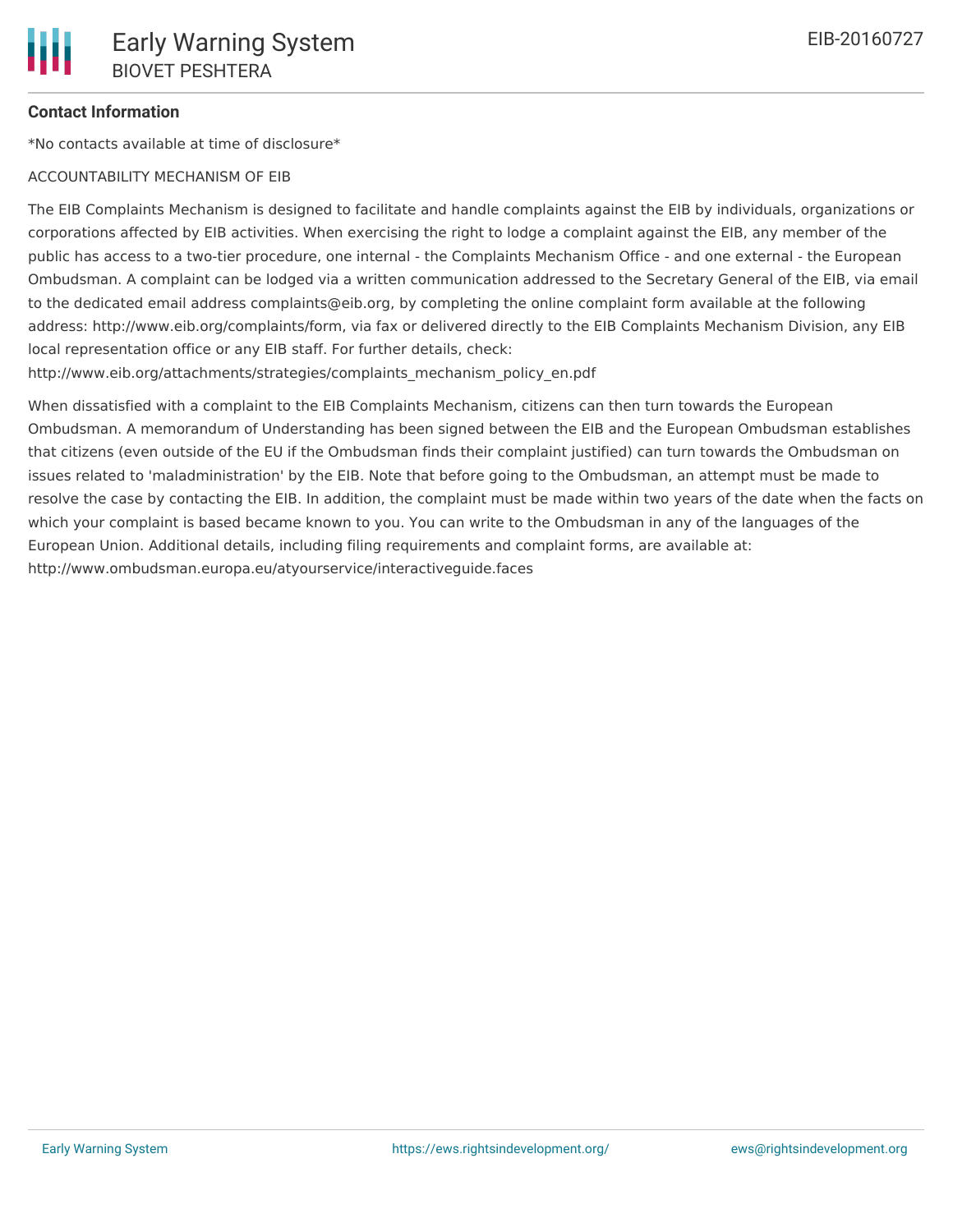**Contact Information**

*No contacts available at time of disclosure*

ACCOUNTABILITY MECHANISM OF EIB

The EIB Complaints Mechanism is designed to facilitate and handle complaints against the EIB by individuals, organizations or corporations affected by EIB activities. When exercising the right to lodge a complaint against the EIB, any member of the public has access to a two-tier procedure, one internal - the Complaints Mechanism Office - and one external - the European Ombudsman. A complaint can be lodged via a written communication addressed to the Secretary General of the EIB, via email to the dedicated email address complaints@eib.org, by completing the online complaint form available at the following address: http://www.eib.org/complaints/form, via fax or delivered directly to the EIB Complaints Mechanism Division, any EIB local representation office or any EIB staff. For further details, check: http://www.eib.org/attachments/strategies/complaints_mechanism_policy_en.pdf

When dissatisfied with a complaint to the EIB Complaints Mechanism, citizens can then turn towards the European Ombudsman. A memorandum of Understanding has been signed between the EIB and the European Ombudsman establishes that citizens (even outside of the EU if the Ombudsman finds their complaint justified) can turn towards the Ombudsman on issues related to 'maladministration' by the EIB. Note that before going to the Ombudsman, an attempt must be made to resolve the case by contacting the EIB. In addition, the complaint must be made within two years of the date when the facts on which your complaint is based became known to you. You can write to the Ombudsman in any of the languages of the European Union. Additional details, including filing requirements and complaint forms, are available at: http://www.ombudsman.europa.eu/atyourservice/interactiveguide.faces